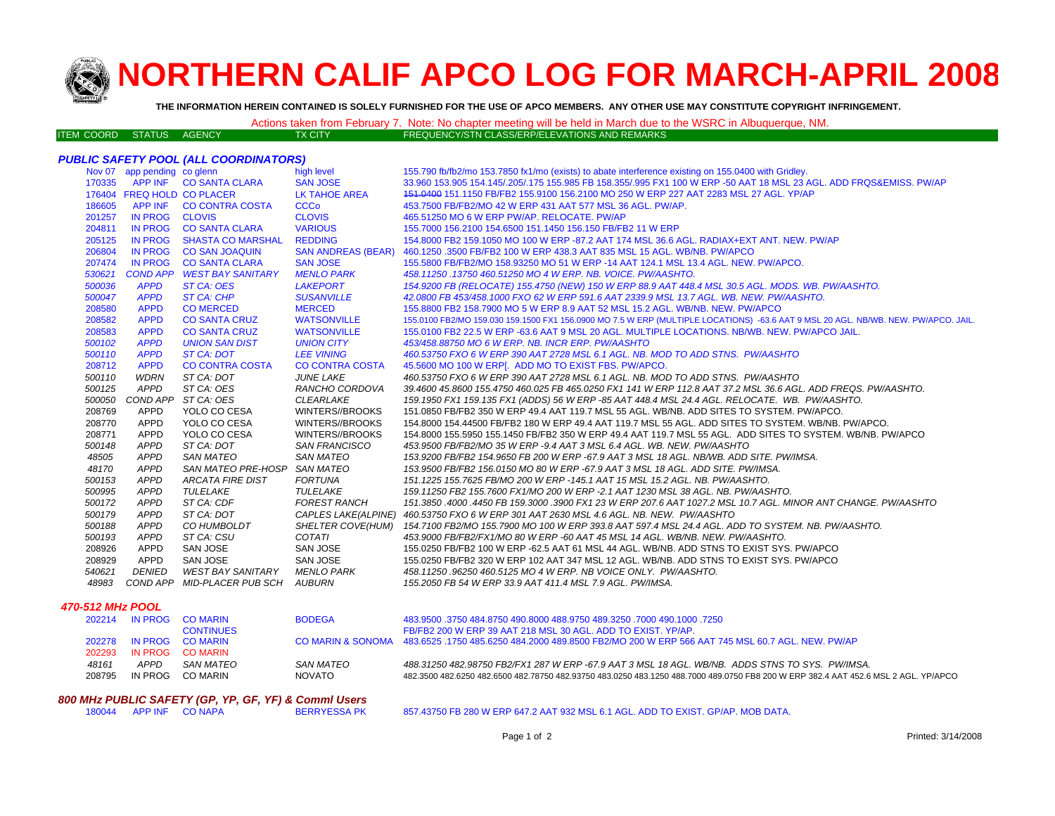# NORTHERN CALIF APCO LOG FOR MARCH-APRIL 2008

**THE INFORMATION HEREIN CONTAINED IS SOLELY FURNISHED FOR THE USE OF APCO MEMBERS. ANY OTHER USE MAY CONSTITUTE COPYRIGHT INFRINGEMENT.**

Actions taken from February 7. Note: No chapter meeting will be held in March due to the WSRC in Albuquerque, NM.

| ITEM COORD | STATUS | AGENCY | TX CITY | FREQUENCY/STN CLASS/ERP/ELEVATIONS AND REMARKS |
|---|---|---|---|---|
| ***PUBLIC SAFETY POOL (ALL COORDINATORS)*** | | | | |
| Nov 07 | app pending | co glenn | high level | 155.790 fb/fb2/mo 153.7850 fx1/mo (exists) to abate interference existing on 155.0400 with Gridley. |
| 170335 | APP INF | CO SANTA CLARA | SAN JOSE | 33.960 153.905 154.145/.205/.175 155.985 FB 158.355/.995 FX1 100 W ERP -50 AAT 18 MSL 23 AGL. ADD FRQS&EMISS. PW/AP |
| 176404 | FREQ HOLD | CO PLACER | LK TAHOE AREA | ~~151.0400~~ 151.1150 FB/FB2 155.9100 156.2100 MO 250 W ERP 227 AAT 2283 MSL 27 AGL. YP/AP |
| 186605 | APP INF | CO CONTRA COSTA | CCCo | 453.7500 FB/FB2/MO 42 W ERP 431 AAT 577 MSL 36 AGL. PW/AP. |
| 201257 | IN PROG | CLOVIS | CLOVIS | 465.51250 MO 6 W ERP PW/AP. RELOCATE. PW/AP |
| 204811 | IN PROG | CO SANTA CLARA | VARIOUS | 155.7000 156.2100 154.6500 151.1450 156.150 FB/FB2 11 W ERP |
| 205125 | IN PROG | SHASTA CO MARSHAL | REDDING | 154.8000 FB2 159.1050 MO 100 W ERP -87.2 AAT 174 MSL 36.6 AGL. RADIAX+EXT ANT. NEW. PW/AP |
| 206804 | IN PROG | CO SAN JOAQUIN | SAN ANDREAS (BEAR) | 460.1250 .3500 FB/FB2 100 W ERP 438.3 AAT 835 MSL 15 AGL. WB/NB. PW/APCO |
| 207474 | IN PROG | CO SANTA CLARA | SAN JOSE | 155.5800 FB/FB2/MO 158.93250 MO 51 W ERP -14 AAT 124.1 MSL 13.4 AGL. NEW. PW/APCO. |
| *530621* | *COND APP* | *WEST BAY SANITARY* | *MENLO PARK* | *458.11250 .13750 460.51250 MO 4 W ERP. NB. VOICE. PW/AASHTO.* |
| *500036* | *APPD* | *ST CA: OES* | *LAKEPORT* | *154.9200 FB (RELOCATE) 155.4750 (NEW) 150 W ERP 88.9 AAT 448.4 MSL 30.5 AGL. MODS. WB. PW/AASHTO.* |
| *500047* | *APPD* | *ST CA: CHP* | *SUSANVILLE* | *42.0800 FB 453/458.1000 FXO 62 W ERP 591.6 AAT 2339.9 MSL 13.7 AGL. NEW. PW/AASHTO.* |
| 208580 | APPD | CO MERCED | MERCED | 155.8800 FB2 158.7900 MO 5 W ERP 8.9 AAT 52 MSL 15.2 AGL. WB/NB. NEW. PW/APCO |
| 208582 | APPD | CO SANTA CRUZ | WATSONVILLE | 155.0100 FB2/MO 159.030 159.1500 FX1 156.0900 MO 7.5 W ERP (MULTIPLE LOCATIONS) -63.6 AAT 9 MSL 20 AGL. NB/WB. NEW. PW/APCO. JAIL. |
| 208583 | APPD | CO SANTA CRUZ | WATSONVILLE | 155.0100 FB2 22.5 W ERP -63.6 AAT 9 MSL 20 AGL. MULTIPLE LOCATIONS. NB/WB. NEW. PW/APCO JAIL. |
| *500102* | *APPD* | *UNION SAN DIST* | *UNION CITY* | *453/458.88750 MO 6 W ERP. NB. INCR ERP. PW/AASHTO* |
| *500110* | *APPD* | *ST CA: DOT* | *LEE VINING* | *460.53750 FXO 6 W ERP 390 AAT 2728 MSL 6.1 AGL. NB. MOD TO ADD STNS. PW/AASHTO* |
| 208712 | APPD | CO CONTRA COSTA | CO CONTRA COSTA | 45.5600 MO 100 W ERP[. ADD MO TO EXIST FBS. PW/APCO. |
| *500110* | *WDRN* | *ST CA: DOT* | *JUNE LAKE* | *460.53750 FXO 6 W ERP 390 AAT 2728 MSL 6.1 AGL. NB. MOD TO ADD STNS. PW/AASHTO* |
| *500125* | *APPD* | *ST CA: OES* | *RANCHO CORDOVA* | *39.4600 45.8600 155.4750 460.025 FB 465.0250 FX1 141 W ERP 112.8 AAT 37.2 MSL 36.6 AGL. ADD FREQS. PW/AASHTO.* |
| *500050* | *COND APP* | *ST CA: OES* | *CLEARLAKE* | *159.1950 FX1 159.135 FX1 (ADDS) 56 W ERP -85 AAT 448.4 MSL 24.4 AGL. RELOCATE. WB. PW/AASHTO.* |
| 208769 | APPD | YOLO CO CESA | WINTERS//BROOKS | 151.0850 FB/FB2 350 W ERP 49.4 AAT 119.7 MSL 55 AGL. WB/NB. ADD SITES TO SYSTEM. PW/APCO. |
| 208770 | APPD | YOLO CO CESA | WINTERS//BROOKS | 154.8000 154.44500 FB/FB2 180 W ERP 49.4 AAT 119.7 MSL 55 AGL. ADD SITES TO SYSTEM. WB/NB. PW/APCO. |
| 208771 | APPD | YOLO CO CESA | WINTERS//BROOKS | 154.8000 155.5950 155.1450 FB/FB2 350 W ERP 49.4 AAT 119.7 MSL 55 AGL. ADD SITES TO SYSTEM. WB/NB. PW/APCO |
| *500148* | *APPD* | *ST CA: DOT* | *SAN FRANCISCO* | *453.9500 FB/FB2/MO 35 W ERP -9.4 AAT 3 MSL 6.4 AGL. WB. NEW. PW/AASHTO* |
| *48505* | *APPD* | *SAN MATEO* | *SAN MATEO* | *153.9200 FB/FB2 154.9650 FB 200 W ERP -67.9 AAT 3 MSL 18 AGL. NB/WB. ADD SITE. PW/IMSA.* |
| *48170* | *APPD* | *SAN MATEO PRE-HOSP* | *SAN MATEO* | *153.9500 FB/FB2 156.0150 MO 80 W ERP -67.9 AAT 3 MSL 18 AGL. ADD SITE. PW/IMSA.* |
| *500153* | *APPD* | *ARCATA FIRE DIST* | *FORTUNA* | *151.1225 155.7625 FB/MO 200 W ERP -145.1 AAT 15 MSL 15.2 AGL. NB. PW/AASHTO.* |
| *500995* | *APPD* | *TULELAKE* | *TULELAKE* | *159.11250 FB2 155.7600 FX1/MO 200 W ERP -2.1 AAT 1230 MSL 38 AGL. NB. PW/AASHTO.* |
| *500172* | *APPD* | *ST CA: CDF* | *FOREST RANCH* | *151.3850 .4000 .4450 FB 159.3000 .3900 FX1 23 W ERP 207.6 AAT 1027.2 MSL 10.7 AGL. MINOR ANT CHANGE. PW/AASHTO* |
| *500179* | *APPD* | *ST CA: DOT* | *CAPLES LAKE(ALPINE)* | *460.53750 FXO 6 W ERP 301 AAT 2630 MSL 4.6 AGL. NB. NEW. PW/AASHTO* |
| *500188* | *APPD* | *CO HUMBOLDT* | *SHELTER COVE(HUM)* | *154.7100 FB2/MO 155.7900 MO 100 W ERP 393.8 AAT 597.4 MSL 24.4 AGL. ADD TO SYSTEM. NB. PW/AASHTO.* |
| *500193* | *APPD* | *ST CA: CSU* | *COTATI* | *453.9000 FB/FB2/FX1/MO 80 W ERP -60 AAT 45 MSL 14 AGL. WB/NB. NEW. PW/AASHTO.* |
| 208926 | APPD | SAN JOSE | SAN JOSE | 155.0250 FB/FB2 100 W ERP -62.5 AAT 61 MSL 44 AGL. WB/NB. ADD STNS TO EXIST SYS. PW/APCO |
| 208929 | APPD | SAN JOSE | SAN JOSE | 155.0250 FB/FB2 320 W ERP 102 AAT 347 MSL 12 AGL. WB/NB. ADD STNS TO EXIST SYS. PW/APCO |
| *540621* | *DENIED* | *WEST BAY SANITARY* | *MENLO PARK* | *458.11250 .96250 460.5125 MO 4 W ERP. NB VOICE ONLY. PW/AASHTO.* |
| *48983* | *COND APP* | *MID-PLACER PUB SCH* | *AUBURN* | *155.2050 FB 54 W ERP 33.9 AAT 411.4 MSL 7.9 AGL. PW/IMSA.* |
| ***470-512 MHz POOL*** | | | | |
| 202214 | IN PROG | CO MARIN | BODEGA | 483.9500 .3750 484.8750 490.8000 488.9750 489.3250 .7000 490.1000 .7250 |
| | | CONTINUES | | FB/FB2 200 W ERP 39 AAT 218 MSL 30 AGL. ADD TO EXIST. YP/AP. |
| 202278 | IN PROG | CO MARIN | CO MARIN & SONOMA | 483.6525 .1750 485.6250 484.2000 489.8500 FB2/MO 200 W ERP 566 AAT 745 MSL 60.7 AGL. NEW. PW/AP |
| 202293 | IN PROG | CO MARIN | | |
| *48161* | *APPD* | *SAN MATEO* | *SAN MATEO* | *488.31250 482.98750 FB2/FX1 287 W ERP -67.9 AAT 3 MSL 18 AGL. WB/NB. ADDS STNS TO SYS. PW/IMSA.* |
| 208795 | IN PROG | CO MARIN | NOVATO | 482.3500 482.6250 482.6500 482.78750 482.93750 483.0250 483.1250 488.7000 489.0750 FB8 200 W ERP 382.4 AAT 452.6 MSL 2 AGL. YP/APCO |
| ***800 MHz PUBLIC SAFETY (GP, YP, GF, YF) & Comml Users*** | | | | |
| 180044 | APP INF | CO NAPA | BERRYESSA PK | 857.43750 FB 280 W ERP 647.2 AAT 932 MSL 6.1 AGL. ADD TO EXIST. GP/AP. MOB DATA. |

Printed: 3/14/2008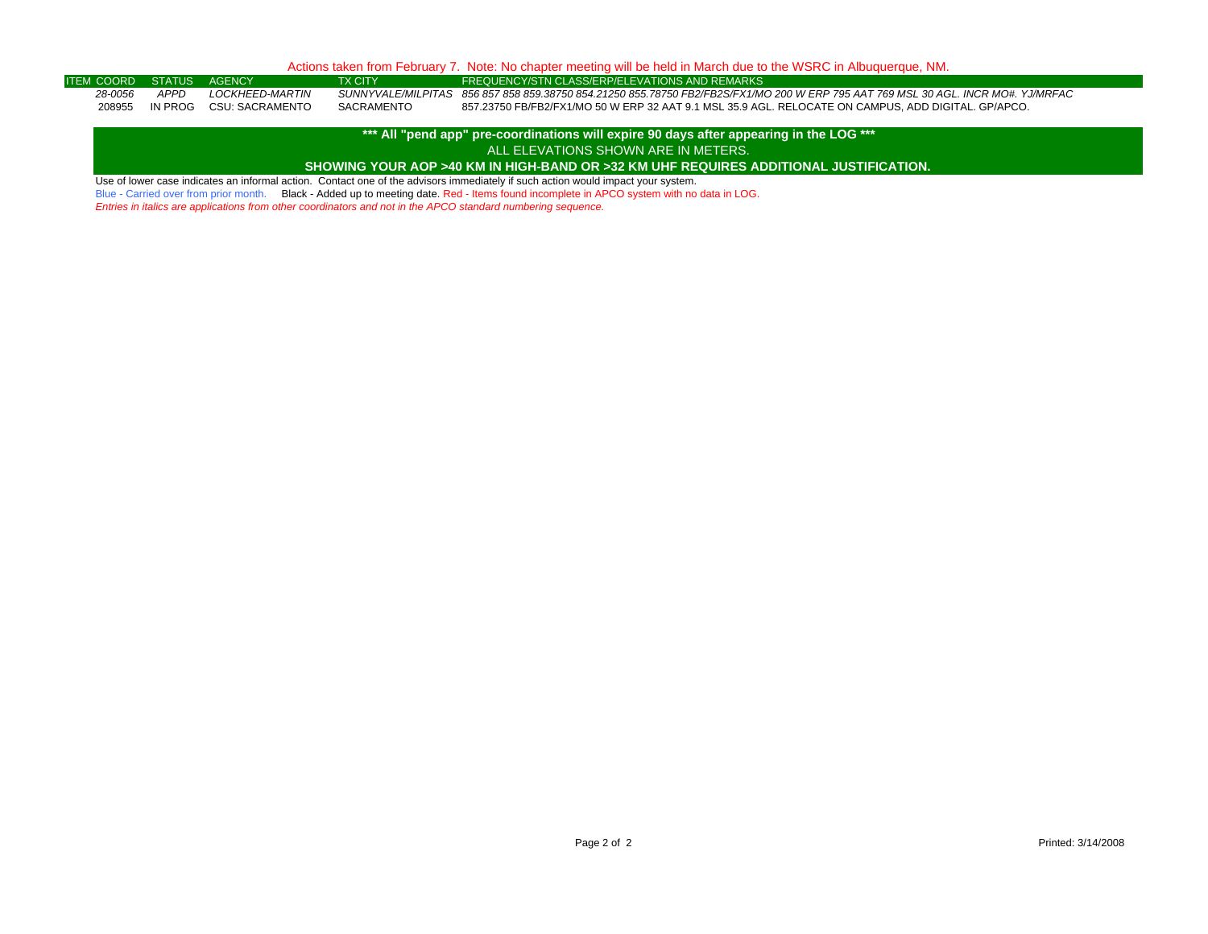Actions taken from February 7. Note: No chapter meeting will be held in March due to the WSRC in Albuquerque, NM.

| ITEM | COORD | STATUS | AGENCY | TX CITY | FREQUENCY/STN CLASS/ERP/ELEVATIONS AND REMARKS |
|---|---|---|---|---|---|
| | *28-0056* | *APPD* | *LOCKHEED-MARTIN* | *SUNNYVALE/MILPITAS* | *856 857 858 859.38750 854.21250 855.78750 FB2/FB2S/FX1/MO 200 W ERP 795 AAT 769 MSL 30 AGL. INCR MO#. YJ/MRFAC* |
| | 208955 | IN PROG | CSU: SACRAMENTO | SACRAMENTO | 857.23750 FB/FB2/FX1/MO 50 W ERP 32 AAT 9.1 MSL 35.9 AGL. RELOCATE ON CAMPUS, ADD DIGITAL. GP/APCO. |

**\*\*\* All "pend app" pre-coordinations will expire 90 days after appearing in the LOG \*\*\***

ALL ELEVATIONS SHOWN ARE IN METERS.

**SHOWING YOUR AOP >40 KM IN HIGH-BAND OR >32 KM UHF REQUIRES ADDITIONAL JUSTIFICATION.**

Use of lower case indicates an informal action. Contact one of the advisors immediately if such action would impact your system.

Blue - Carried over from prior month. Black - Added up to meeting date. Red - Items found incomplete in APCO system with no data in LOG.

*Entries in italics are applications from other coordinators and not in the APCO standard numbering sequence.*

Printed: 3/14/2008